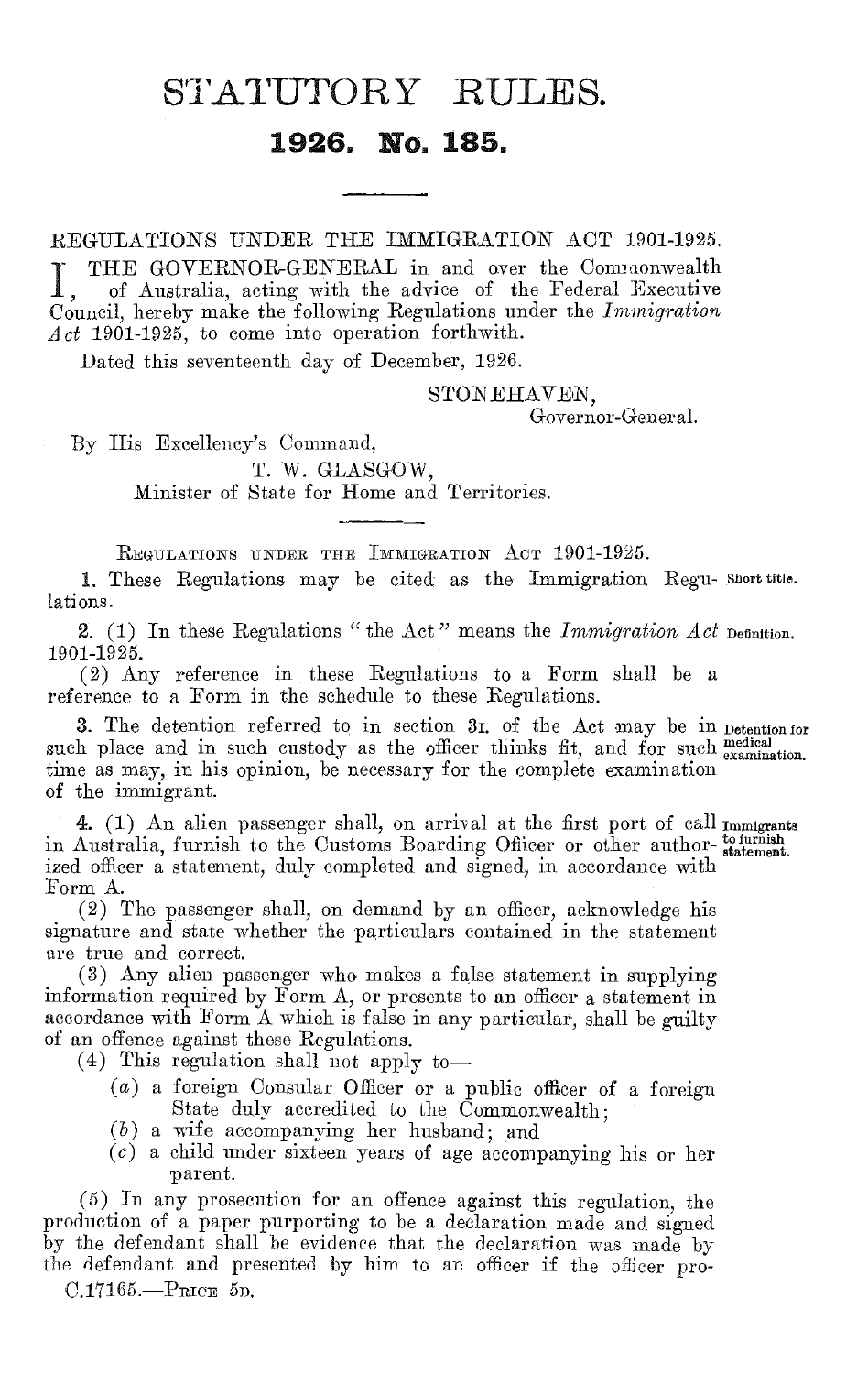# STATUTORY RULES.

## 1926. No. 185.

REGULATIONS UNDER THE IMMIGRATION ACT 1901-1925.

I, THE GOVERNOR-GENERAL in and over the Commonwealth of Australia, acting with the advice of the Federal Executive Council, hereby make the following Regulations under the *Immigration Act* 1901-1925, to come into operation forthwith.

Dated this seventeenth day of December, 1926.

STONEHAVEN,
Governor-General.

By His Excellency's Command,

T. W. GLASGOW,
Minister of State for Home and Territories.

REGULATIONS UNDER THE IMMIGRATION ACT 1901-1925.

**Short title.**

1. These Regulations may be cited as the Immigration Regulations.

**Definition.**

2. (1) In these Regulations "the Act" means the *Immigration Act* 1901-1925.

(2) Any reference in these Regulations to a Form shall be a reference to a Form in the schedule to these Regulations.

**Detention for medical examination.**

3. The detention referred to in section 3L of the Act may be in such place and in such custody as the officer thinks fit, and for such time as may, in his opinion, be necessary for the complete examination of the immigrant.

**Immigrants to furnish statement.**

4. (1) An alien passenger shall, on arrival at the first port of call in Australia, furnish to the Customs Boarding Officer or other authorized officer a statement, duly completed and signed, in accordance with Form A.

(2) The passenger shall, on demand by an officer, acknowledge his signature and state whether the particulars contained in the statement are true and correct.

(3) Any alien passenger who makes a false statement in supplying information required by Form A, or presents to an officer a statement in accordance with Form A which is false in any particular, shall be guilty of an offence against these Regulations.

(4) This regulation shall not apply to—

(*a*) a foreign Consular Officer or a public officer of a foreign State duly accredited to the Commonwealth;

(*b*) a wife accompanying her husband; and

(*c*) a child under sixteen years of age accompanying his or her parent.

(5) In any prosecution for an offence against this regulation, the production of a paper purporting to be a declaration made and signed by the defendant shall be evidence that the declaration was made by the defendant and presented by him to an officer if the officer pro-

C.17165.—PRICE 5D.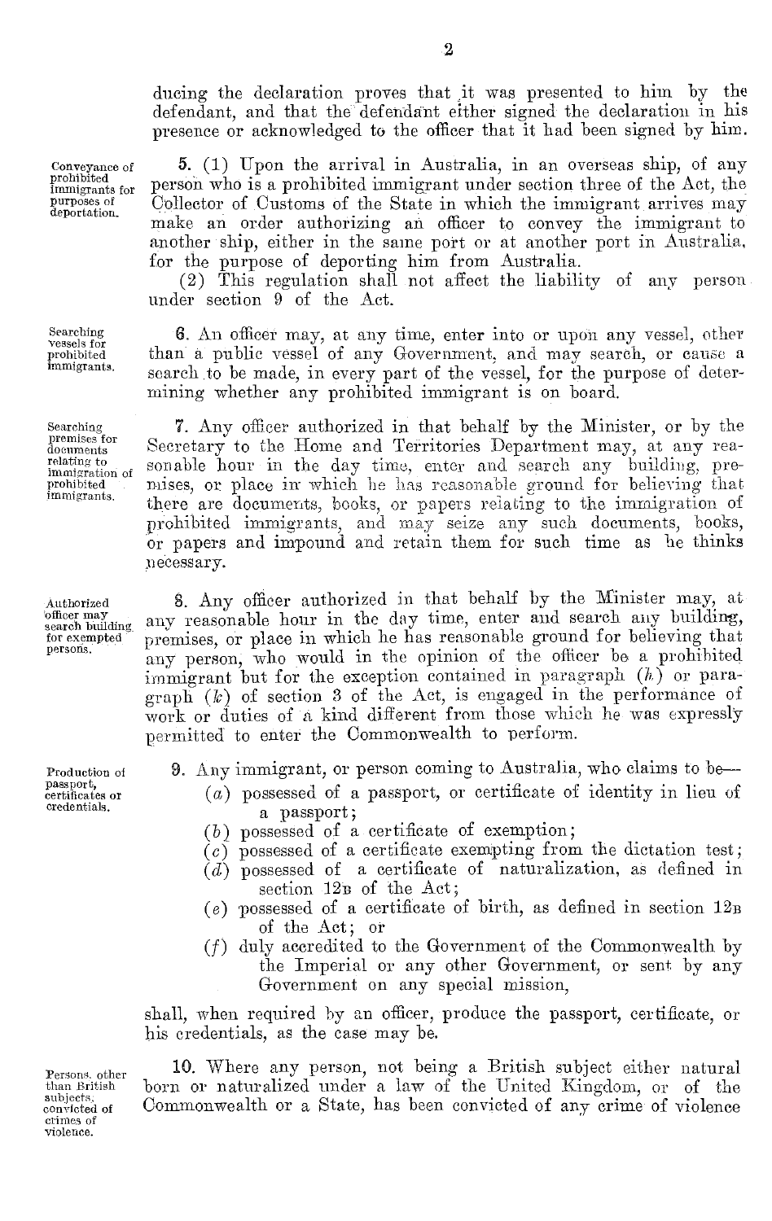ducing the declaration proves that it was presented to him by the defendant, and that the defendant either signed the declaration in his presence or acknowledged to the officer that it had been signed by him.

*Conveyance of prohibited immigrants for purposes of deportation.*

5. (1) Upon the arrival in Australia, in an overseas ship, of any person who is a prohibited immigrant under section three of the Act, the Collector of Customs of the State in which the immigrant arrives may make an order authorizing an officer to convey the immigrant to another ship, either in the same port or at another port in Australia, for the purpose of deporting him from Australia.

(2) This regulation shall not affect the liability of any person under section 9 of the Act.

*Searching vessels for prohibited immigrants.*

6. An officer may, at any time, enter into or upon any vessel, other than a public vessel of any Government, and may search, or cause a search to be made, in every part of the vessel, for the purpose of determining whether any prohibited immigrant is on board.

*Searching premises for documents relating to immigration of prohibited immigrants.*

7. Any officer authorized in that behalf by the Minister, or by the Secretary to the Home and Territories Department may, at any reasonable hour in the day time, enter and search any building, premises, or place in which he has reasonable ground for believing that there are documents, books, or papers relating to the immigration of prohibited immigrants, and may seize any such documents, books, or papers and impound and retain them for such time as he thinks necessary.

*Authorized officer may search building for exempted persons.*

8. Any officer authorized in that behalf by the Minister may, at any reasonable hour in the day time, enter and search any building, premises, or place in which he has reasonable ground for believing that any person, who would in the opinion of the officer be a prohibited immigrant but for the exception contained in paragraph (*h*) or paragraph (*k*) of section 3 of the Act, is engaged in the performance of work or duties of a kind different from those which he was expressly permitted to enter the Commonwealth to perform.

*Production of passport, certificates or credentials.*

9. Any immigrant, or person coming to Australia, who claims to be—

(*a*) possessed of a passport, or certificate of identity in lieu of a passport;

(*b*) possessed of a certificate of exemption;

(*c*) possessed of a certificate exempting from the dictation test;

(*d*) possessed of a certificate of naturalization, as defined in section 12B of the Act;

(*e*) possessed of a certificate of birth, as defined in section 12B of the Act; or

(*f*) duly accredited to the Government of the Commonwealth by the Imperial or any other Government, or sent by any Government on any special mission,

shall, when required by an officer, produce the passport, certificate, or his credentials, as the case may be.

*Persons other than British subjects, convicted of crimes of violence.*

10. Where any person, not being a British subject either natural born or naturalized under a law of the United Kingdom, or of the Commonwealth or a State, has been convicted of any crime of violence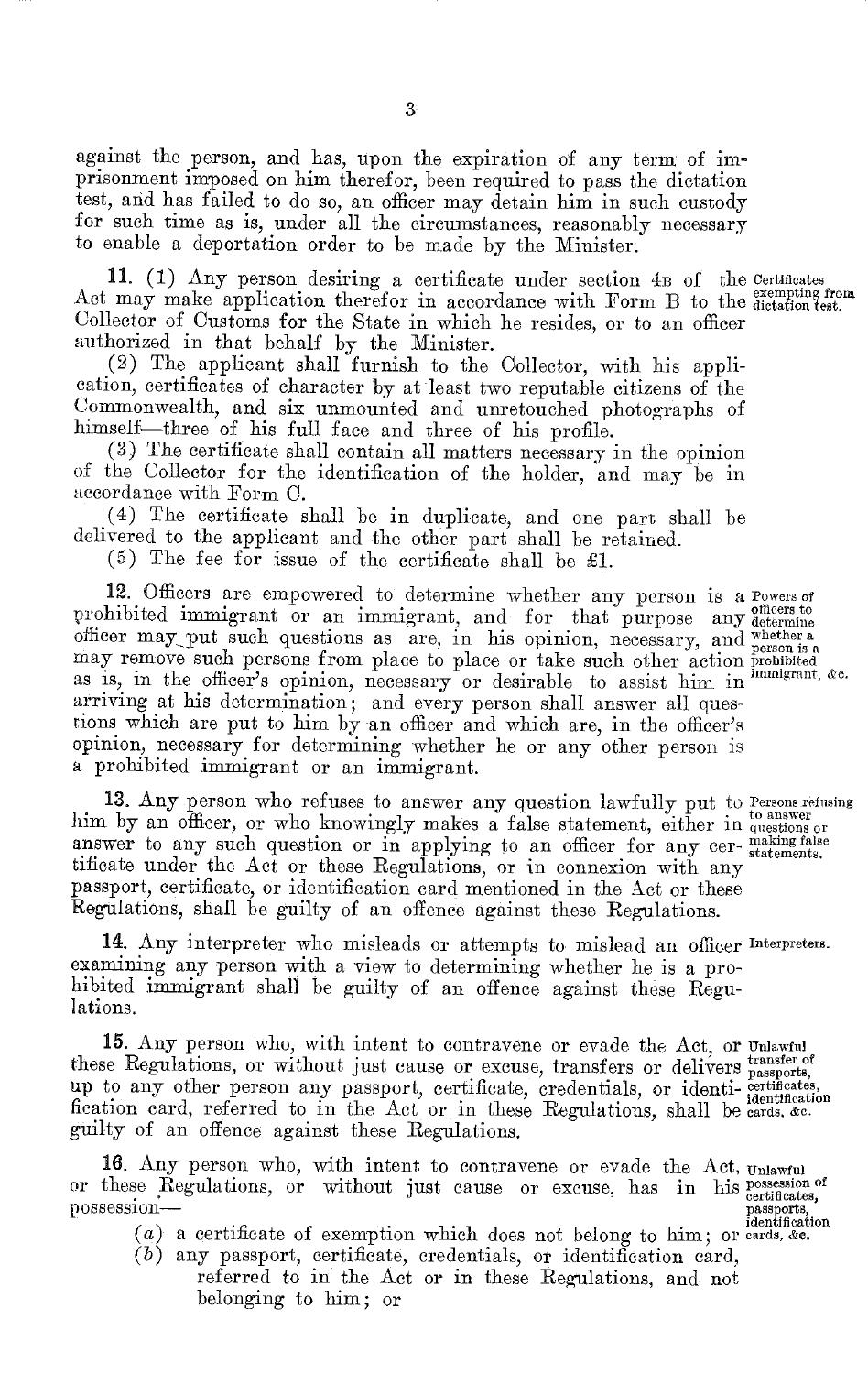against the person, and has, upon the expiration of any term of imprisonment imposed on him therefor, been required to pass the dictation test, and has failed to do so, an officer may detain him in such custody for such time as is, under all the circumstances, reasonably necessary to enable a deportation order to be made by the Minister.

*Certificates exempting from dictation test.*

**11.** (1) Any person desiring a certificate under section 4B of the Act may make application therefor in accordance with Form B to the Collector of Customs for the State in which he resides, or to an officer authorized in that behalf by the Minister.

(2) The applicant shall furnish to the Collector, with his application, certificates of character by at least two reputable citizens of the Commonwealth, and six unmounted and unretouched photographs of himself—three of his full face and three of his profile.

(3) The certificate shall contain all matters necessary in the opinion of the Collector for the identification of the holder, and may be in accordance with Form C.

(4) The certificate shall be in duplicate, and one part shall be delivered to the applicant and the other part shall be retained.

(5) The fee for issue of the certificate shall be £1.

*Powers of officers to determine whether a person is a prohibited immigrant, &c.*

**12.** Officers are empowered to determine whether any person is a prohibited immigrant or an immigrant, and for that purpose any officer may put such questions as are, in his opinion, necessary, and may remove such persons from place to place or take such other action as is, in the officer's opinion, necessary or desirable to assist him in arriving at his determination; and every person shall answer all questions which are put to him by an officer and which are, in the officer's opinion, necessary for determining whether he or any other person is a prohibited immigrant or an immigrant.

*Persons refusing to answer questions or making false statements.*

**13.** Any person who refuses to answer any question lawfully put to him by an officer, or who knowingly makes a false statement, either in answer to any such question or in applying to an officer for any certificate under the Act or these Regulations, or in connexion with any passport, certificate, or identification card mentioned in the Act or these Regulations, shall be guilty of an offence against these Regulations.

*Interpreters.*

**14.** Any interpreter who misleads or attempts to mislead an officer examining any person with a view to determining whether he is a prohibited immigrant shall be guilty of an offence against these Regulations.

*Unlawful transfer of passports, certificates, identification cards, &c.*

**15.** Any person who, with intent to contravene or evade the Act, or these Regulations, or without just cause or excuse, transfers or delivers up to any other person any passport, certificate, credentials, or identification card, referred to in the Act or in these Regulations, shall be guilty of an offence against these Regulations.

*Unlawful possession of certificates, passports, identification cards, &c.*

**16.** Any person who, with intent to contravene or evade the Act, or these Regulations, or without just cause or excuse, has in his possession—

(*a*) a certificate of exemption which does not belong to him; or

(*b*) any passport, certificate, credentials, or identification card, referred to in the Act or in these Regulations, and not belonging to him; or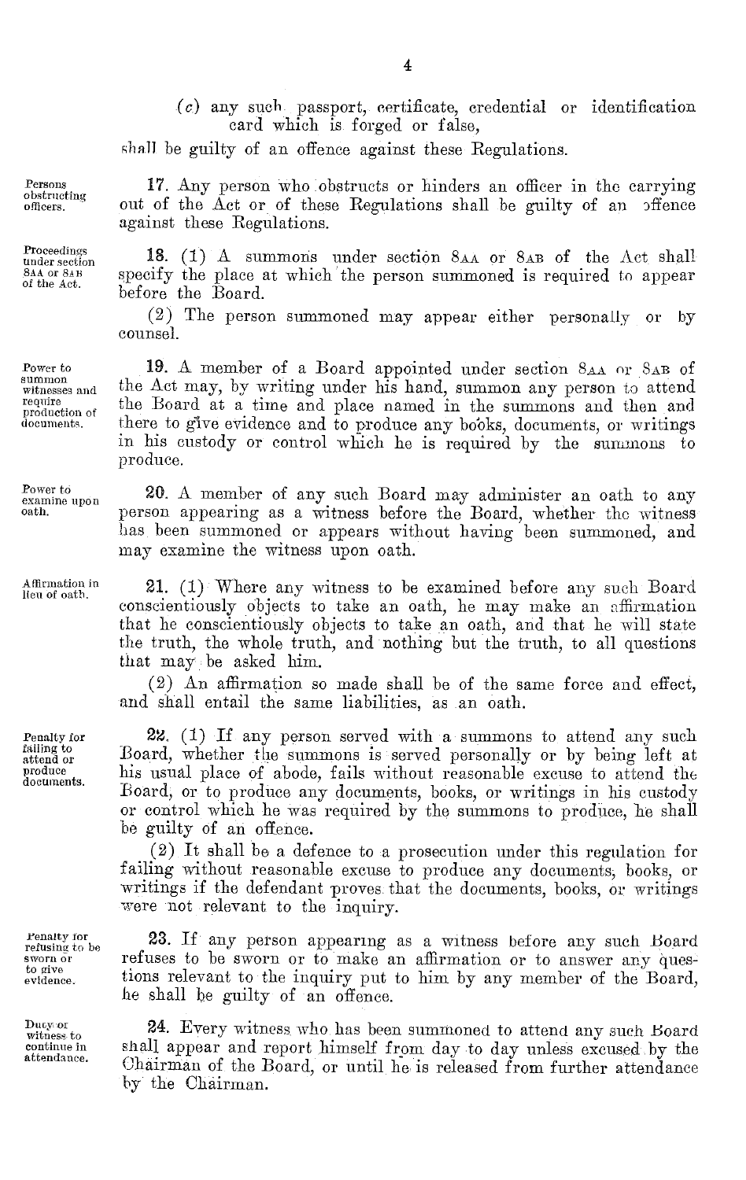(c) any such passport, certificate, credential or identification card which is forged or false,

shall be guilty of an offence against these Regulations.

*Persons obstructing officers.*

**17.** Any person who obstructs or hinders an officer in the carrying out of the Act or of these Regulations shall be guilty of an offence against these Regulations.

*Proceedings under section 8AA or 8AB of the Act.*

**18.** (1) A summons under section 8AA or 8AB of the Act shall specify the place at which the person summoned is required to appear before the Board.

(2) The person summoned may appear either personally or by counsel.

*Power to summon witnesses and require production of documents.*

**19.** A member of a Board appointed under section 8AA or 8AB of the Act may, by writing under his hand, summon any person to attend the Board at a time and place named in the summons and then and there to give evidence and to produce any books, documents, or writings in his custody or control which he is required by the summons to produce.

*Power to examine upon oath.*

**20.** A member of any such Board may administer an oath to any person appearing as a witness before the Board, whether the witness has been summoned or appears without having been summoned, and may examine the witness upon oath.

*Affirmation in lieu of oath.*

**21.** (1) Where any witness to be examined before any such Board conscientiously objects to take an oath, he may make an affirmation that he conscientiously objects to take an oath, and that he will state the truth, the whole truth, and nothing but the truth, to all questions that may be asked him.

(2) An affirmation so made shall be of the same force and effect, and shall entail the same liabilities, as an oath.

*Penalty for failing to attend or produce documents.*

**22.** (1) If any person served with a summons to attend any such Board, whether the summons is served personally or by being left at his usual place of abode, fails without reasonable excuse to attend the Board, or to produce any documents, books, or writings in his custody or control which he was required by the summons to produce, he shall be guilty of an offence.

(2) It shall be a defence to a prosecution under this regulation for failing without reasonable excuse to produce any documents, books, or writings if the defendant proves that the documents, books, or writings were not relevant to the inquiry.

*Penalty for refusing to be sworn or to give evidence.*

**23.** If any person appearing as a witness before any such Board refuses to be sworn or to make an affirmation or to answer any questions relevant to the inquiry put to him by any member of the Board, he shall be guilty of an offence.

*Duty of witness to continue in attendance.*

**24.** Every witness who has been summoned to attend any such Board shall appear and report himself from day to day unless excused by the Chairman of the Board, or until he is released from further attendance by the Chairman.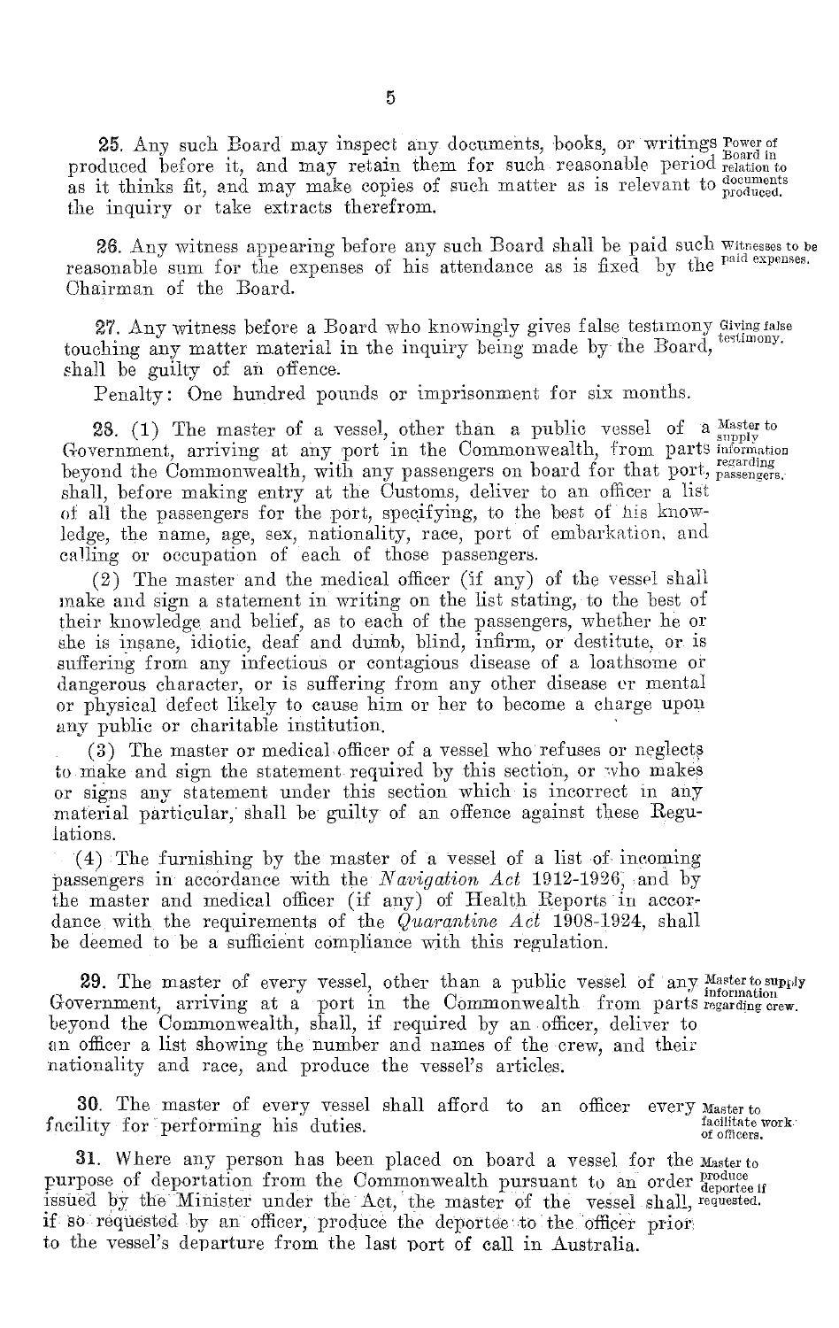**25.** Any such Board may inspect any documents, books, or writings produced before it, and may retain them for such reasonable period as it thinks fit, and may make copies of such matter as is relevant to the inquiry or take extracts therefrom.

*Power of Board in relation to documents produced.*

**26.** Any witness appearing before any such Board shall be paid such reasonable sum for the expenses of his attendance as is fixed by the Chairman of the Board.

*Witnesses to be paid expenses.*

**27.** Any witness before a Board who knowingly gives false testimony touching any matter material in the inquiry being made by the Board, shall be guilty of an offence.

*Giving false testimony.*

Penalty: One hundred pounds or imprisonment for six months.

**28.** (1) The master of a vessel, other than a public vessel of a Government, arriving at any port in the Commonwealth, from parts beyond the Commonwealth, with any passengers on board for that port, shall, before making entry at the Customs, deliver to an officer a list of all the passengers for the port, specifying, to the best of his knowledge, the name, age, sex, nationality, race, port of embarkation, and calling or occupation of each of those passengers.

*Master to supply information regarding passengers.*

(2) The master and the medical officer (if any) of the vessel shall make and sign a statement in writing on the list stating, to the best of their knowledge and belief, as to each of the passengers, whether he or she is insane, idiotic, deaf and dumb, blind, infirm, or destitute, or is suffering from any infectious or contagious disease of a loathsome or dangerous character, or is suffering from any other disease or mental or physical defect likely to cause him or her to become a charge upon any public or charitable institution.

(3) The master or medical officer of a vessel who refuses or neglects to make and sign the statement required by this section, or who makes or signs any statement under this section which is incorrect in any material particular, shall be guilty of an offence against these Regulations.

(4) The furnishing by the master of a vessel of a list of incoming passengers in accordance with the *Navigation Act* 1912-1926, and by the master and medical officer (if any) of Health Reports in accordance with the requirements of the *Quarantine Act* 1908-1924, shall be deemed to be a sufficient compliance with this regulation.

**29.** The master of every vessel, other than a public vessel of any Government, arriving at a port in the Commonwealth from parts beyond the Commonwealth, shall, if required by an officer, deliver to an officer a list showing the number and names of the crew, and their nationality and race, and produce the vessel's articles.

*Master to supply information regarding crew.*

**30.** The master of every vessel shall afford to an officer every facility for performing his duties.

*Master to facilitate work of officers.*

**31.** Where any person has been placed on board a vessel for the purpose of deportation from the Commonwealth pursuant to an order issued by the Minister under the Act, the master of the vessel shall, if so requested by an officer, produce the deportee to the officer prior to the vessel's departure from the last port of call in Australia.

*Master to produce deportee if requested.*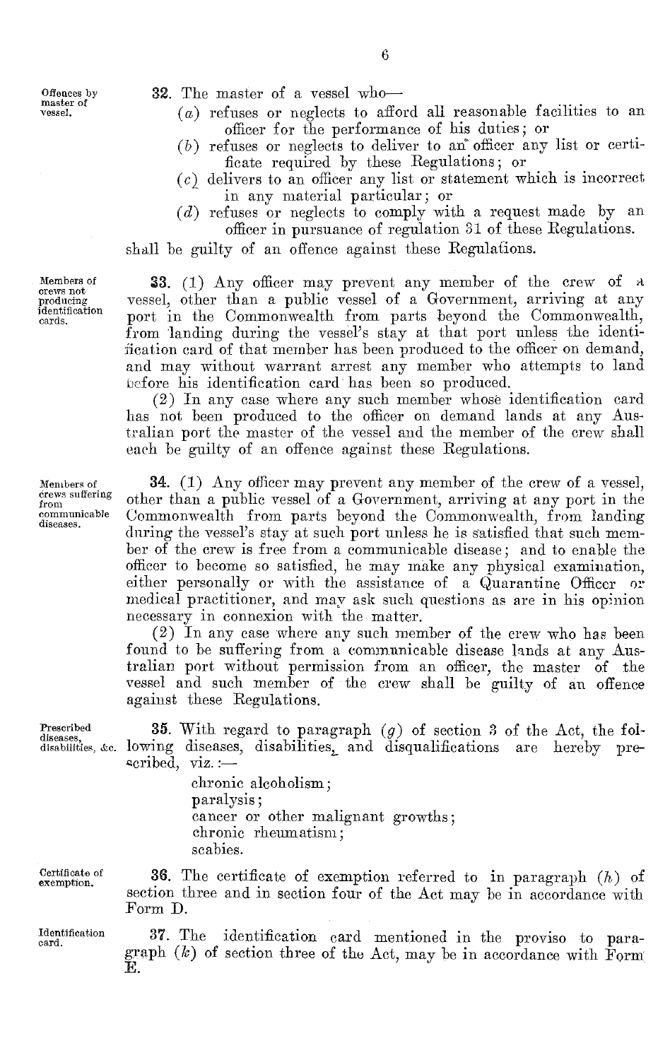**Offences by master of vessel.**

32. The master of a vessel who—

(*a*) refuses or neglects to afford all reasonable facilities to an officer for the performance of his duties; or

(*b*) refuses or neglects to deliver to an officer any list or certificate required by these Regulations; or

(*c*) delivers to an officer any list or statement which is incorrect in any material particular; or

(*d*) refuses or neglects to comply with a request made by an officer in pursuance of regulation 31 of these Regulations.

shall be guilty of an offence against these Regulations.

**Members of crews not producing identification cards.**

33. (1) Any officer may prevent any member of the crew of a vessel, other than a public vessel of a Government, arriving at any port in the Commonwealth from parts beyond the Commonwealth, from landing during the vessel's stay at that port unless the identification card of that member has been produced to the officer on demand, and may without warrant arrest any member who attempts to land before his identification card has been so produced.

(2) In any case where any such member whose identification card has not been produced to the officer on demand lands at any Australian port the master of the vessel and the member of the crew shall each be guilty of an offence against these Regulations.

**Members of crews suffering from communicable diseases.**

34. (1) Any officer may prevent any member of the crew of a vessel, other than a public vessel of a Government, arriving at any port in the Commonwealth from parts beyond the Commonwealth, from landing during the vessel's stay at such port unless he is satisfied that such member of the crew is free from a communicable disease; and to enable the officer to become so satisfied, he may make any physical examination, either personally or with the assistance of a Quarantine Officer or medical practitioner, and may ask such questions as are in his opinion necessary in connexion with the matter.

(2) In any case where any such member of the crew who has been found to be suffering from a communicable disease lands at any Australian port without permission from an officer, the master of the vessel and such member of the crew shall be guilty of an offence against these Regulations.

**Prescribed diseases, disabilities, &c.**

35. With regard to paragraph (*g*) of section 3 of the Act, the following diseases, disabilities, and disqualifications are hereby prescribed, viz.:—

chronic alcoholism;
paralysis;
cancer or other malignant growths;
chronic rheumatism;
scabies.

**Certificate of exemption.**

36. The certificate of exemption referred to in paragraph (*h*) of section three and in section four of the Act may be in accordance with Form D.

**Identification card.**

37. The identification card mentioned in the proviso to paragraph (*k*) of section three of the Act, may be in accordance with Form E.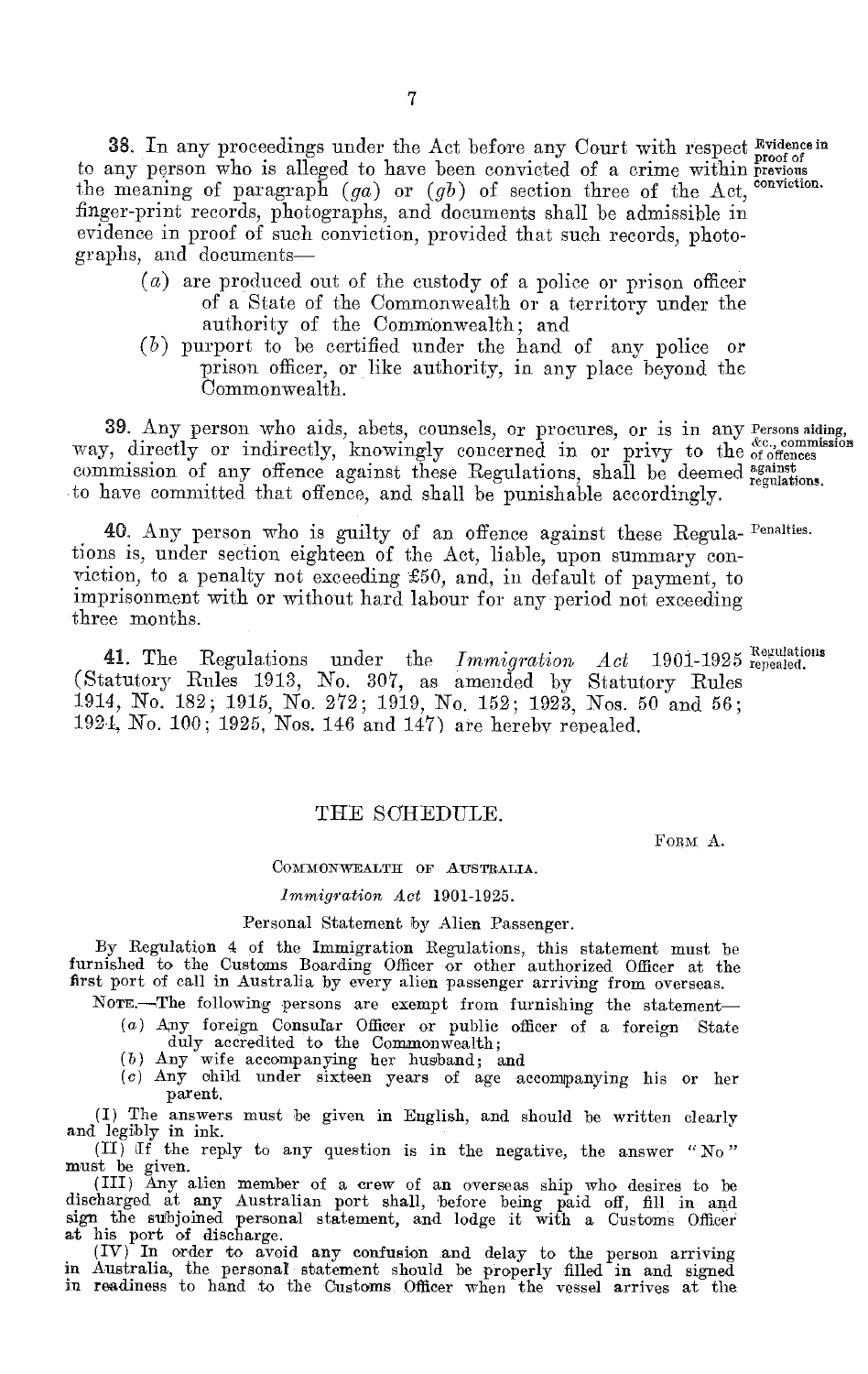**38.** In any proceedings under the Act before any Court with respect to any person who is alleged to have been convicted of a crime within the meaning of paragraph (*ga*) or (*gb*) of section three of the Act, finger-print records, photographs, and documents shall be admissible in evidence in proof of such conviction, provided that such records, photographs, and documents—

*Evidence in proof of previous conviction.*

- (*a*) are produced out of the custody of a police or prison officer of a State of the Commonwealth or a territory under the authority of the Commonwealth; and
- (*b*) purport to be certified under the hand of any police or prison officer, or like authority, in any place beyond the Commonwealth.

**39.** Any person who aids, abets, counsels, or procures, or is in any way, directly or indirectly, knowingly concerned in or privy to the commission of any offence against these Regulations, shall be deemed to have committed that offence, and shall be punishable accordingly.

*Persons aiding, &c., commission of offences against regulations.*

**40.** Any person who is guilty of an offence against these Regulations is, under section eighteen of the Act, liable, upon summary conviction, to a penalty not exceeding £50, and, in default of payment, to imprisonment with or without hard labour for any period not exceeding three months.

*Penalties.*

**41.** The Regulations under the *Immigration Act* 1901-1925 (Statutory Rules 1913, No. 307, as amended by Statutory Rules 1914, No. 182; 1915, No. 272; 1919, No. 152; 1923, Nos. 50 and 56; 1924, No. 100; 1925, Nos. 146 and 147) are hereby repealed.

*Regulations repealed.*

## THE SCHEDULE.

FORM A.

COMMONWEALTH OF AUSTRALIA.

*Immigration Act* 1901-1925.

Personal Statement by Alien Passenger.

By Regulation 4 of the Immigration Regulations, this statement must be furnished to the Customs Boarding Officer or other authorized Officer at the first port of call in Australia by every alien passenger arriving from overseas.

NOTE.—The following persons are exempt from furnishing the statement—

- (*a*) Any foreign Consular Officer or public officer of a foreign State duly accredited to the Commonwealth;
- (*b*) Any wife accompanying her husband; and
- (*c*) Any child under sixteen years of age accompanying his or her parent.

(I) The answers must be given in English, and should be written clearly and legibly in ink.

(II) If the reply to any question is in the negative, the answer "No" must be given.

(III) Any alien member of a crew of an overseas ship who desires to be discharged at any Australian port shall, before being paid off, fill in and sign the subjoined personal statement, and lodge it with a Customs Officer at his port of discharge.

(IV) In order to avoid any confusion and delay to the person arriving in Australia, the personal statement should be properly filled in and signed in readiness to hand to the Customs Officer when the vessel arrives at the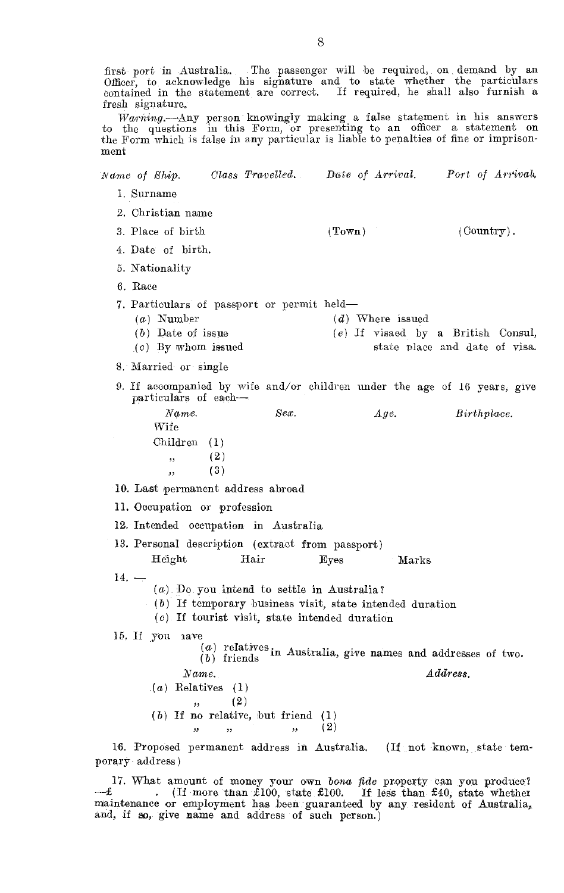first port in Australia. The passenger will be required, on demand by an Officer, to acknowledge his signature and to state whether the particulars contained in the statement are correct. If required, he shall also furnish a fresh signature.

*Warning.*—Any person knowingly making a false statement in his answers to the questions in this Form, or presenting to an officer a statement on the Form which is false in any particular is liable to penalties of fine or imprisonment

*Name of Ship.* *Class Travelled.* *Date of Arrival.* *Port of Arrival.*

1. Surname
2. Christian name
3. Place of birth (Town) (Country).
4. Date of birth.
5. Nationality
6. Race
7. Particulars of passport or permit held—
   - (*a*) Number
   - (*b*) Date of issue
   - (*c*) By whom issued
   - (*d*) Where issued
   - (*e*) If visaed by a British Consul, state place and date of visa.
8. Married or single
9. If accompanied by wife and/or children under the age of 16 years, give particulars of each—

| *Name.* | *Sex.* | *Age.* | *Birthplace.* |
|---|---|---|---|
| Wife | | | |
| Children (1) | | | |
| ,, (2) | | | |
| ,, (3) | | | |

10. Last permanent address abroad
11. Occupation or profession
12. Intended occupation in Australia
13. Personal description (extract from passport)

    Height Hair Eyes Marks

14. —
    - (*a*) Do you intend to settle in Australia?
    - (*b*) If temporary business visit, state intended duration
    - (*c*) If tourist visit, state intended duration
15. If you have (*a*) relatives (*b*) friends in Australia, give names and addresses of two.

| *Name.* | *Address.* |
|---|---|
| (*a*) Relatives (1) | |
| ,, (2) | |
| (*b*) If no relative, but friend (1) | |
| ,, ,, ,, (2) | |

16. Proposed permanent address in Australia. (If not known, state temporary address)

17. What amount of money your own *bona fide* property can you produce? —£ . (If more than £100, state £100. If less than £40, state whether maintenance or employment has been guaranteed by any resident of Australia, and, if so, give name and address of such person.)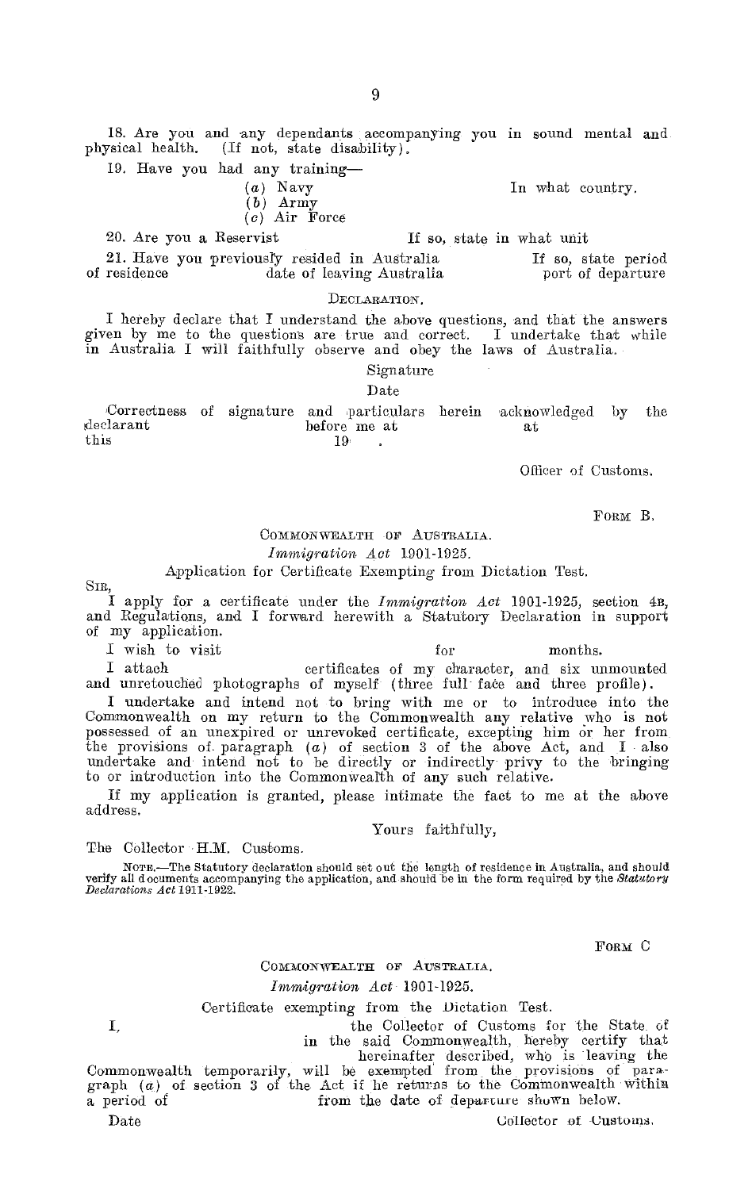18. Are you and any dependants accompanying you in sound mental and physical health. (If not, state disability).

19. Have you had any training—

(*a*) Navy
(*b*) Army
(*c*) Air Force

In what country.

20. Are you a Reservist                If so, state in what unit

21. Have you previously resided in Australia          If so, state period of residence          date of leaving Australia          port of departure

DECLARATION.

I hereby declare that I understand the above questions, and that the answers given by me to the questions are true and correct. I undertake that while in Australia I will faithfully observe and obey the laws of Australia.

Signature

Date

Correctness of signature and particulars herein acknowledged by the declarant          before me at          at
this          19   .

Officer of Customs.

FORM B.

COMMONWEALTH OF AUSTRALIA.

*Immigration Act* 1901-1925.

Application for Certificate Exempting from Dictation Test.

SIR,

I apply for a certificate under the *Immigration Act* 1901-1925, section 4B, and Regulations, and I forward herewith a Statutory Declaration in support of my application.

I wish to visit                    for          months.

I attach                    certificates of my character, and six unmounted and unretouched photographs of myself (three full face and three profile).

I undertake and intend not to bring with me or to introduce into the Commonwealth on my return to the Commonwealth any relative who is not possessed of an unexpired or unrevoked certificate, excepting him or her from the provisions of paragraph (*a*) of section 3 of the above Act, and I also undertake and intend not to be directly or indirectly privy to the bringing to or introduction into the Commonwealth of any such relative.

If my application is granted, please intimate the fact to me at the above address.

Yours faithfully,

The Collector H.M. Customs.

NOTE.—The Statutory declaration should set out the length of residence in Australia, and should verify all documents accompanying the application, and should be in the form required by the *Statutory Declarations Act* 1911-1922.

FORM C

COMMONWEALTH OF AUSTRALIA.

*Immigration Act* 1901-1925.

Certificate exempting from the Dictation Test.

I,                    the Collector of Customs for the State of                    in the said Commonwealth, hereby certify that                    hereinafter described, who is leaving the Commonwealth temporarily, will be exempted from the provisions of paragraph (*a*) of section 3 of the Act if he returns to the Commonwealth within a period of                    from the date of departure shown below.

Date                                        Collector of Customs.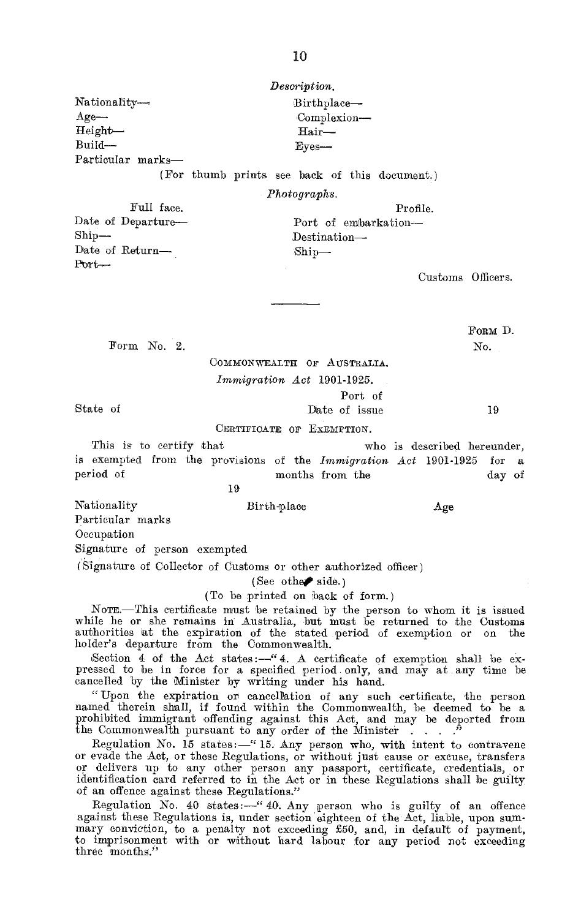*Description.*

Nationality—  
Age—  
Height—  
Build—  
Particular marks—

Birthplace—  
Complexion—  
Hair—  
Eyes—

(For thumb prints see back of this document.)

*Photographs.*

Full face.

Profile.

Date of Departure—  
Ship—  
Date of Return—  
Port—

Port of embarkation—  
Destination—  
Ship—

Customs Officers.

---

Form No. 2.

FORM D.  
No.

COMMONWEALTH OF AUSTRALIA.

*Immigration Act* 1901-1925.

Port of

State of

Date of issue 19

CERTIFICATE OF EXEMPTION.

This is to certify that who is described hereunder, is exempted from the provisions of the *Immigration Act* 1901-1925 for a period of months from the day of 19

Nationality Birth-place Age  
Particular marks  
Occupation  
Signature of person exempted  
(Signature of Collector of Customs or other authorized officer)

(See other side.)

(To be printed on back of form.)

NOTE.—This certificate must be retained by the person to whom it is issued while he or she remains in Australia, but must be returned to the Customs authorities at the expiration of the stated period of exemption or on the holder's departure from the Commonwealth.

Section 4 of the Act states:—"4. A certificate of exemption shall be expressed to be in force for a specified period only, and may at any time be cancelled by the Minister by writing under his hand.

"Upon the expiration or cancellation of any such certificate, the person named therein shall, if found within the Commonwealth, be deemed to be a prohibited immigrant offending against this Act, and may be deported from the Commonwealth pursuant to any order of the Minister . . . ."

Regulation No. 15 states:—"15. Any person who, with intent to contravene or evade the Act, or these Regulations, or without just cause or excuse, transfers or delivers up to any other person any passport, certificate, credentials, or identification card referred to in the Act or in these Regulations shall be guilty of an offence against these Regulations."

Regulation No. 40 states:—"40. Any person who is guilty of an offence against these Regulations is, under section eighteen of the Act, liable, upon summary conviction, to a penalty not exceeding £50, and, in default of payment, to imprisonment with or without hard labour for any period not exceeding three months."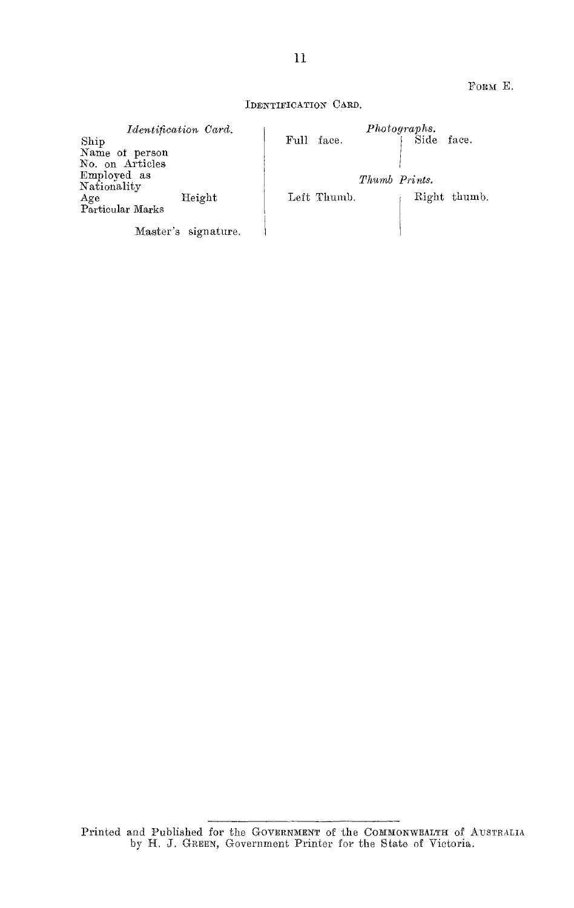FORM E.

IDENTIFICATION CARD.

| *Identification Card.* | *Photographs.* | |
|---|---|---|
| Ship | Full face. | Side face. |
| Name of person | | |
| No. on Articles | | |
| Employed as | *Thumb Prints.* | |
| Nationality | | |
| Age Height | Left Thumb. | Right thumb. |
| Particular Marks | | |
| Master's signature. | | |

---

Printed and Published for the GOVERNMENT of the COMMONWEALTH of AUSTRALIA by H. J. GREEN, Government Printer for the State of Victoria.